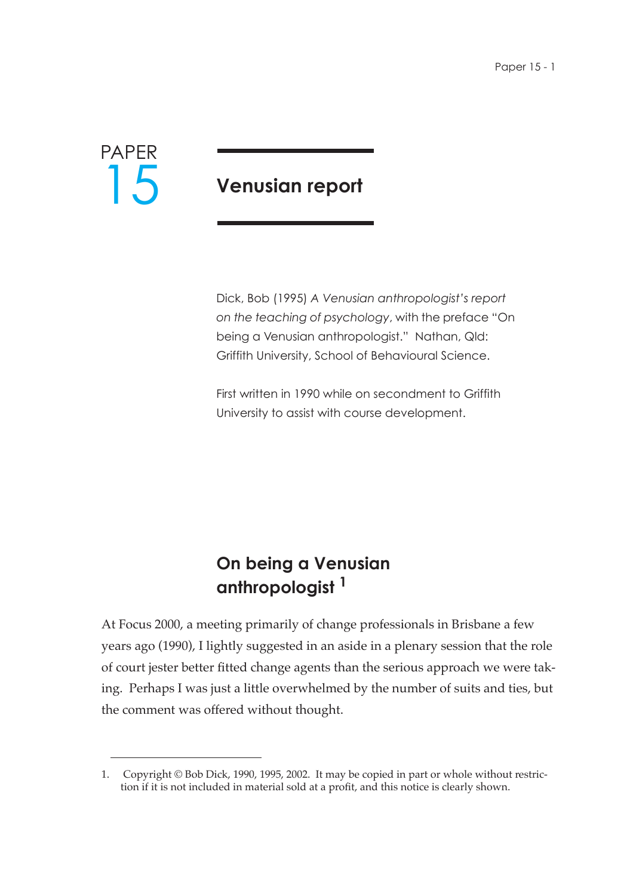# PAPER 15

# Venusian report

Dick, Bob (1995) *A Venusian anthropologist's report on the teaching of psychology*, with the preface "On being a Venusian anthropologist." Nathan, Qld: Griffith University, School of Behavioural Science.

First written in 1990 while on secondment to Griffith University to assist with course development.

## On being a Venusian anthropologist [1]

At Focus 2000, a meeting primarily of change professionals in Brisbane a few years ago (1990), I lightly suggested in an aside in a plenary session that the role of court jester better fitted change agents than the serious approach we were taking. Perhaps I was just a little overwhelmed by the number of suits and ties, but the comment was offered without thought.

---

1. Copyright © Bob Dick, 1990, 1995, 2002. It may be copied in part or whole without restriction if it is not included in material sold at a profit, and this notice is clearly shown.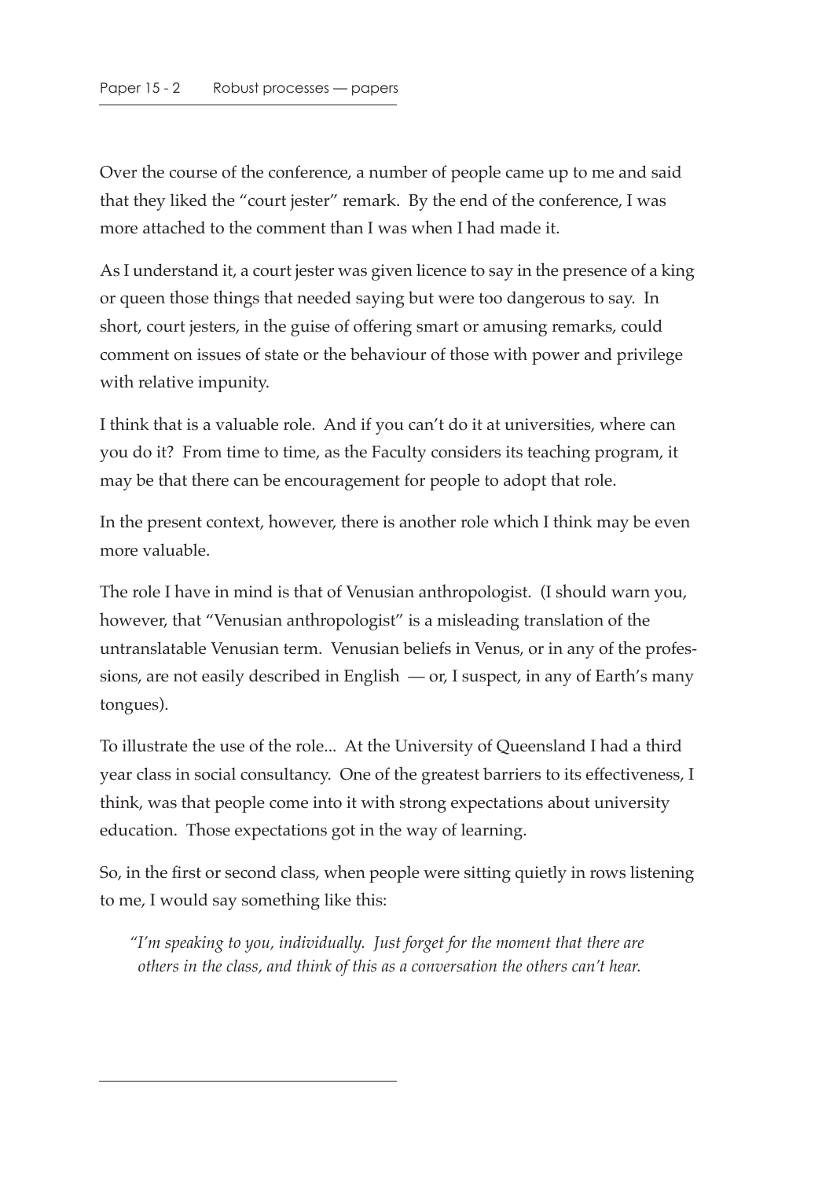Over the course of the conference, a number of people came up to me and said that they liked the "court jester" remark. By the end of the conference, I was more attached to the comment than I was when I had made it.

As I understand it, a court jester was given licence to say in the presence of a king or queen those things that needed saying but were too dangerous to say. In short, court jesters, in the guise of offering smart or amusing remarks, could comment on issues of state or the behaviour of those with power and privilege with relative impunity.

I think that is a valuable role. And if you can't do it at universities, where can you do it? From time to time, as the Faculty considers its teaching program, it may be that there can be encouragement for people to adopt that role.

In the present context, however, there is another role which I think may be even more valuable.

The role I have in mind is that of Venusian anthropologist. (I should warn you, however, that "Venusian anthropologist" is a misleading translation of the untranslatable Venusian term. Venusian beliefs in Venus, or in any of the professions, are not easily described in English — or, I suspect, in any of Earth's many tongues).

To illustrate the use of the role... At the University of Queensland I had a third year class in social consultancy. One of the greatest barriers to its effectiveness, I think, was that people come into it with strong expectations about university education. Those expectations got in the way of learning.

So, in the first or second class, when people were sitting quietly in rows listening to me, I would say something like this:

> *"I'm speaking to you, individually. Just forget for the moment that there are others in the class, and think of this as a conversation the others can't hear.*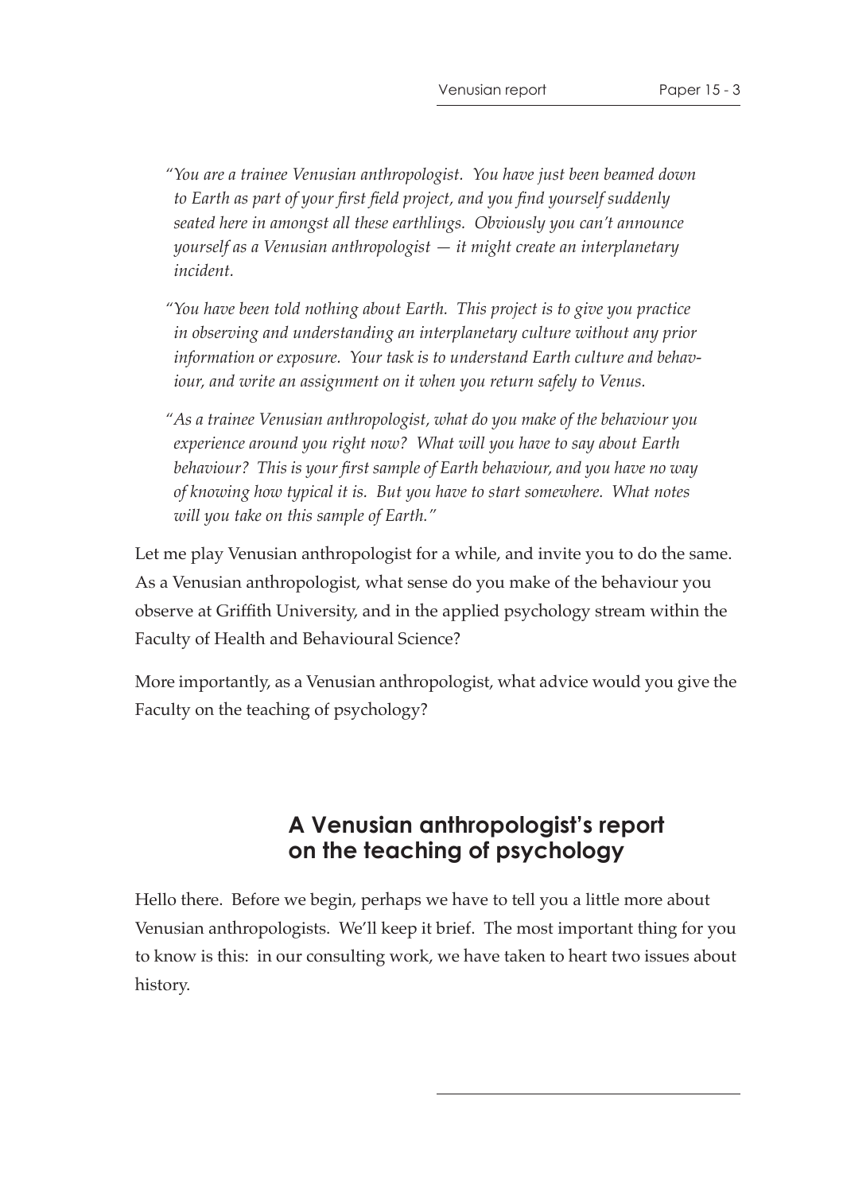*"You are a trainee Venusian anthropologist. You have just been beamed down to Earth as part of your first field project, and you find yourself suddenly seated here in amongst all these earthlings. Obviously you can't announce yourself as a Venusian anthropologist — it might create an interplanetary incident.*

*"You have been told nothing about Earth. This project is to give you practice in observing and understanding an interplanetary culture without any prior information or exposure. Your task is to understand Earth culture and behaviour, and write an assignment on it when you return safely to Venus.*

*"As a trainee Venusian anthropologist, what do you make of the behaviour you experience around you right now? What will you have to say about Earth behaviour? This is your first sample of Earth behaviour, and you have no way of knowing how typical it is. But you have to start somewhere. What notes will you take on this sample of Earth."*

Let me play Venusian anthropologist for a while, and invite you to do the same. As a Venusian anthropologist, what sense do you make of the behaviour you observe at Griffith University, and in the applied psychology stream within the Faculty of Health and Behavioural Science?

More importantly, as a Venusian anthropologist, what advice would you give the Faculty on the teaching of psychology?

## A Venusian anthropologist's report on the teaching of psychology

Hello there. Before we begin, perhaps we have to tell you a little more about Venusian anthropologists. We'll keep it brief. The most important thing for you to know is this: in our consulting work, we have taken to heart two issues about history.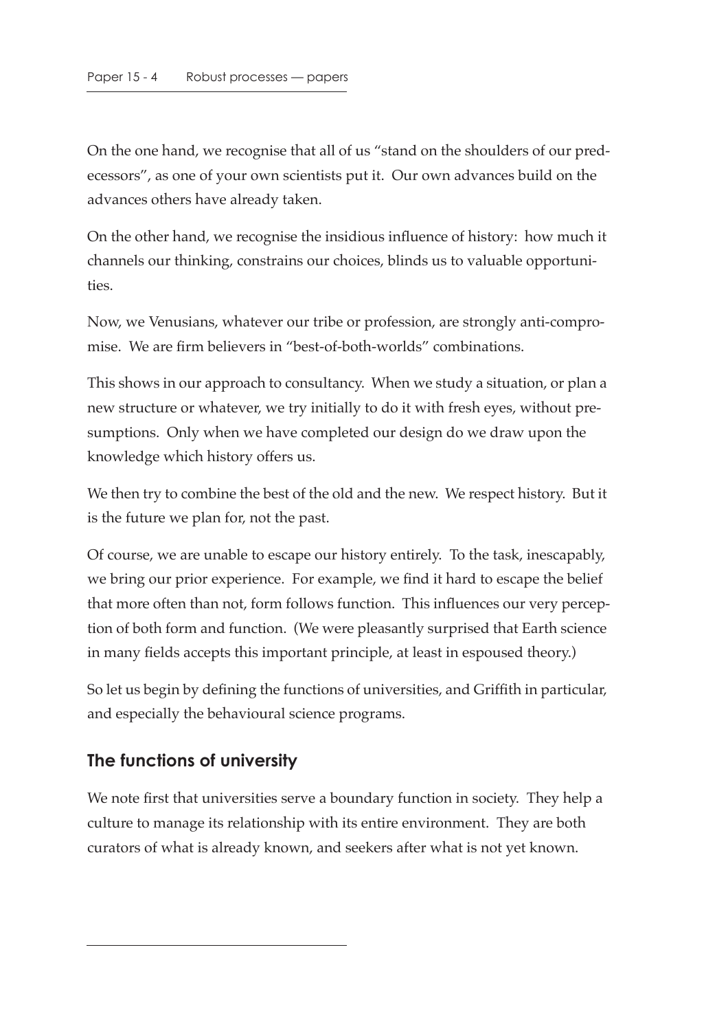On the one hand, we recognise that all of us "stand on the shoulders of our predecessors", as one of your own scientists put it. Our own advances build on the advances others have already taken.

On the other hand, we recognise the insidious influence of history: how much it channels our thinking, constrains our choices, blinds us to valuable opportunities.

Now, we Venusians, whatever our tribe or profession, are strongly anti-compromise. We are firm believers in "best-of-both-worlds" combinations.

This shows in our approach to consultancy. When we study a situation, or plan a new structure or whatever, we try initially to do it with fresh eyes, without presumptions. Only when we have completed our design do we draw upon the knowledge which history offers us.

We then try to combine the best of the old and the new. We respect history. But it is the future we plan for, not the past.

Of course, we are unable to escape our history entirely. To the task, inescapably, we bring our prior experience. For example, we find it hard to escape the belief that more often than not, form follows function. This influences our very perception of both form and function. (We were pleasantly surprised that Earth science in many fields accepts this important principle, at least in espoused theory.)

So let us begin by defining the functions of universities, and Griffith in particular, and especially the behavioural science programs.

## The functions of university

We note first that universities serve a boundary function in society. They help a culture to manage its relationship with its entire environment. They are both curators of what is already known, and seekers after what is not yet known.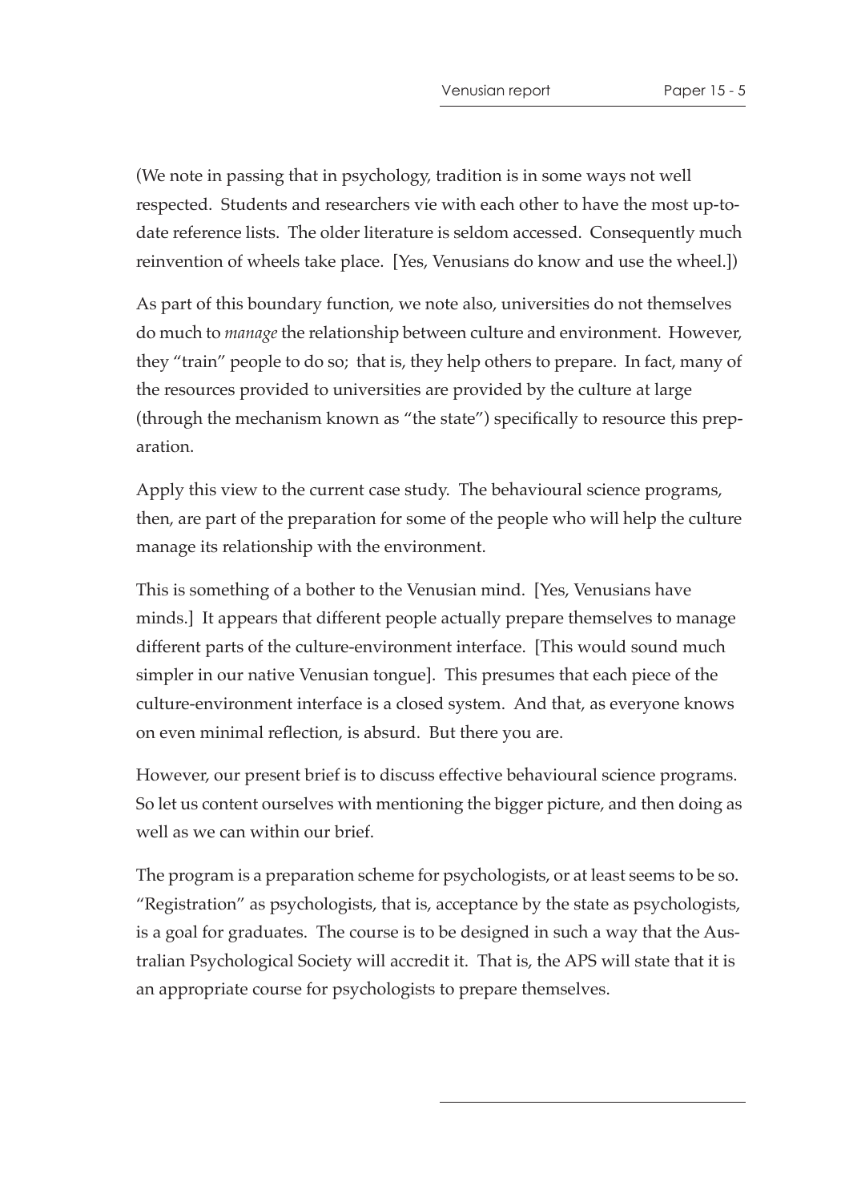(We note in passing that in psychology, tradition is in some ways not well respected. Students and researchers vie with each other to have the most up-to-date reference lists. The older literature is seldom accessed. Consequently much reinvention of wheels take place. [Yes, Venusians do know and use the wheel.])

As part of this boundary function, we note also, universities do not themselves do much to *manage* the relationship between culture and environment. However, they "train" people to do so; that is, they help others to prepare. In fact, many of the resources provided to universities are provided by the culture at large (through the mechanism known as "the state") specifically to resource this preparation.

Apply this view to the current case study. The behavioural science programs, then, are part of the preparation for some of the people who will help the culture manage its relationship with the environment.

This is something of a bother to the Venusian mind. [Yes, Venusians have minds.] It appears that different people actually prepare themselves to manage different parts of the culture-environment interface. [This would sound much simpler in our native Venusian tongue]. This presumes that each piece of the culture-environment interface is a closed system. And that, as everyone knows on even minimal reflection, is absurd. But there you are.

However, our present brief is to discuss effective behavioural science programs. So let us content ourselves with mentioning the bigger picture, and then doing as well as we can within our brief.

The program is a preparation scheme for psychologists, or at least seems to be so. "Registration" as psychologists, that is, acceptance by the state as psychologists, is a goal for graduates. The course is to be designed in such a way that the Australian Psychological Society will accredit it. That is, the APS will state that it is an appropriate course for psychologists to prepare themselves.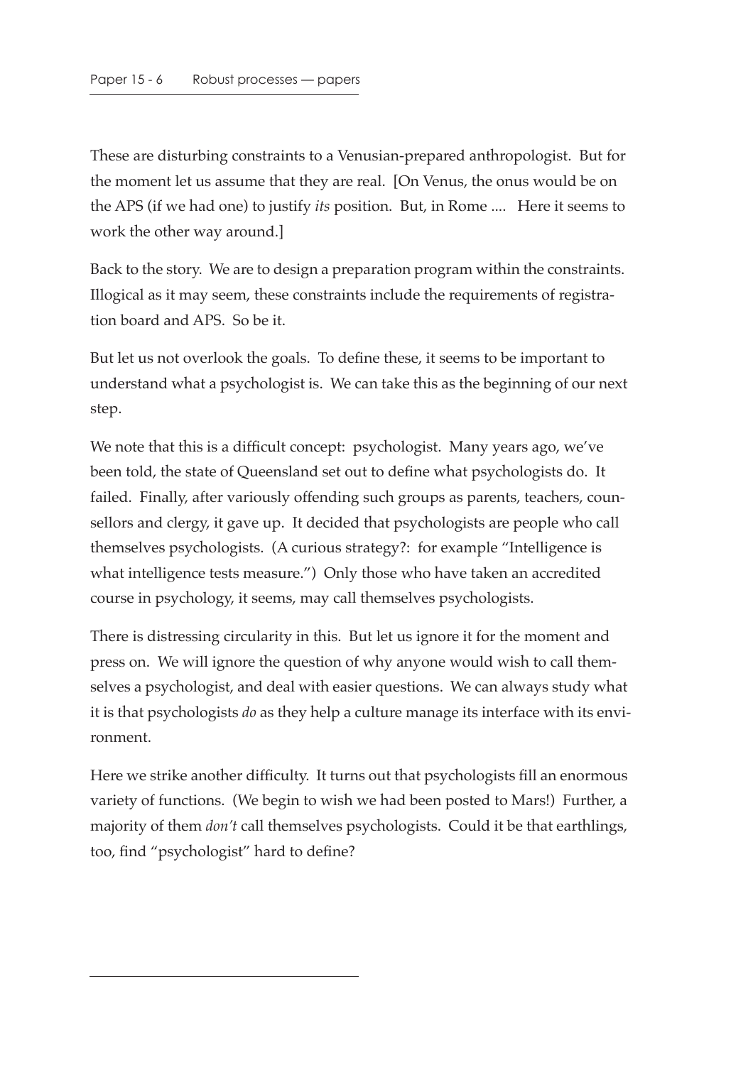These are disturbing constraints to a Venusian-prepared anthropologist. But for the moment let us assume that they are real. [On Venus, the onus would be on the APS (if we had one) to justify *its* position. But, in Rome .... Here it seems to work the other way around.]

Back to the story. We are to design a preparation program within the constraints. Illogical as it may seem, these constraints include the requirements of registration board and APS. So be it.

But let us not overlook the goals. To define these, it seems to be important to understand what a psychologist is. We can take this as the beginning of our next step.

We note that this is a difficult concept: psychologist. Many years ago, we've been told, the state of Queensland set out to define what psychologists do. It failed. Finally, after variously offending such groups as parents, teachers, counsellors and clergy, it gave up. It decided that psychologists are people who call themselves psychologists. (A curious strategy?: for example "Intelligence is what intelligence tests measure.") Only those who have taken an accredited course in psychology, it seems, may call themselves psychologists.

There is distressing circularity in this. But let us ignore it for the moment and press on. We will ignore the question of why anyone would wish to call themselves a psychologist, and deal with easier questions. We can always study what it is that psychologists *do* as they help a culture manage its interface with its environment.

Here we strike another difficulty. It turns out that psychologists fill an enormous variety of functions. (We begin to wish we had been posted to Mars!) Further, a majority of them *don't* call themselves psychologists. Could it be that earthlings, too, find "psychologist" hard to define?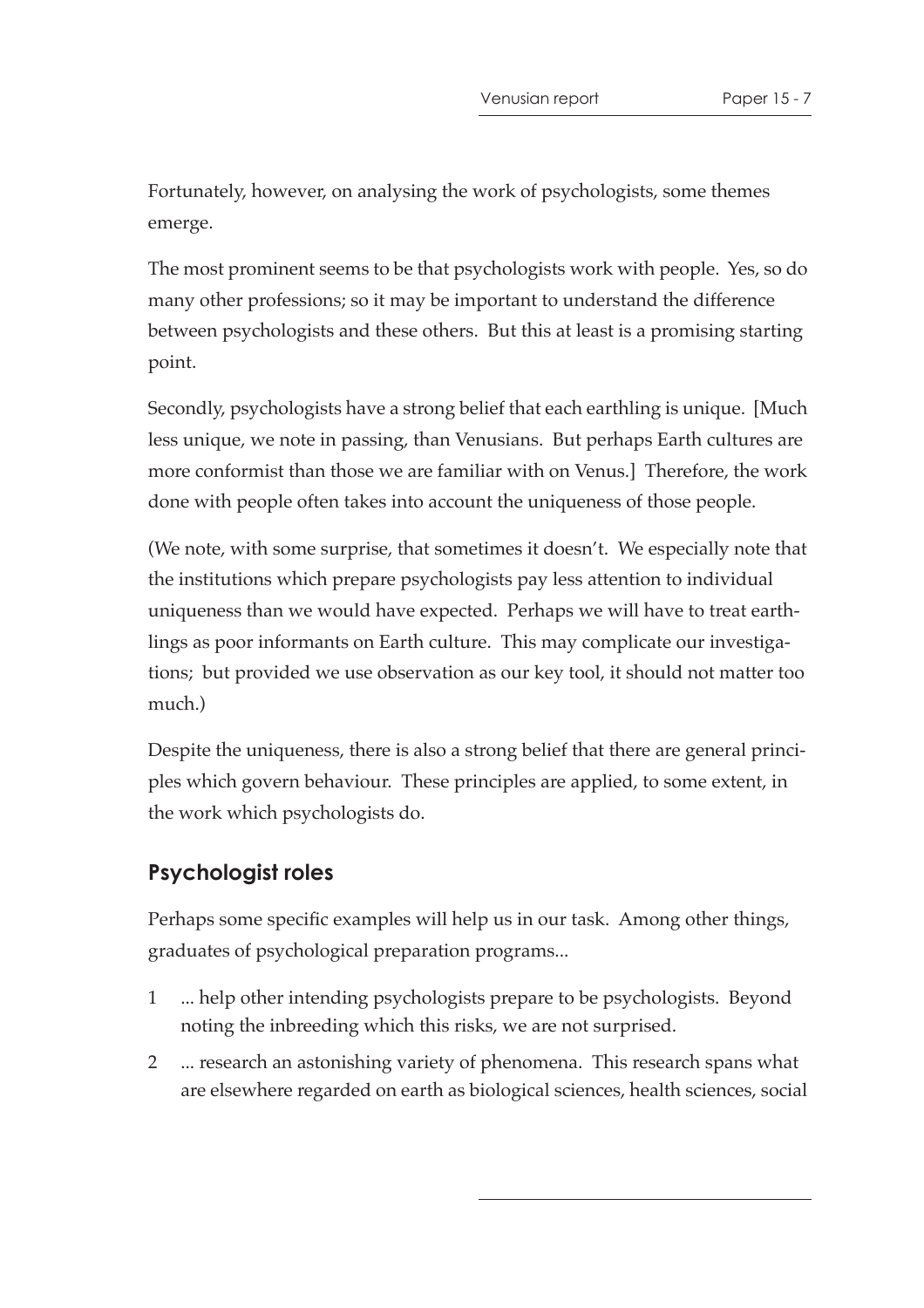Fortunately, however, on analysing the work of psychologists, some themes emerge.

The most prominent seems to be that psychologists work with people. Yes, so do many other professions; so it may be important to understand the difference between psychologists and these others. But this at least is a promising starting point.

Secondly, psychologists have a strong belief that each earthling is unique. [Much less unique, we note in passing, than Venusians. But perhaps Earth cultures are more conformist than those we are familiar with on Venus.] Therefore, the work done with people often takes into account the uniqueness of those people.

(We note, with some surprise, that sometimes it doesn't. We especially note that the institutions which prepare psychologists pay less attention to individual uniqueness than we would have expected. Perhaps we will have to treat earthlings as poor informants on Earth culture. This may complicate our investigations; but provided we use observation as our key tool, it should not matter too much.)

Despite the uniqueness, there is also a strong belief that there are general principles which govern behaviour. These principles are applied, to some extent, in the work which psychologists do.

## Psychologist roles

Perhaps some specific examples will help us in our task. Among other things, graduates of psychological preparation programs...

1. ... help other intending psychologists prepare to be psychologists. Beyond noting the inbreeding which this risks, we are not surprised.
2. ... research an astonishing variety of phenomena. This research spans what are elsewhere regarded on earth as biological sciences, health sciences, social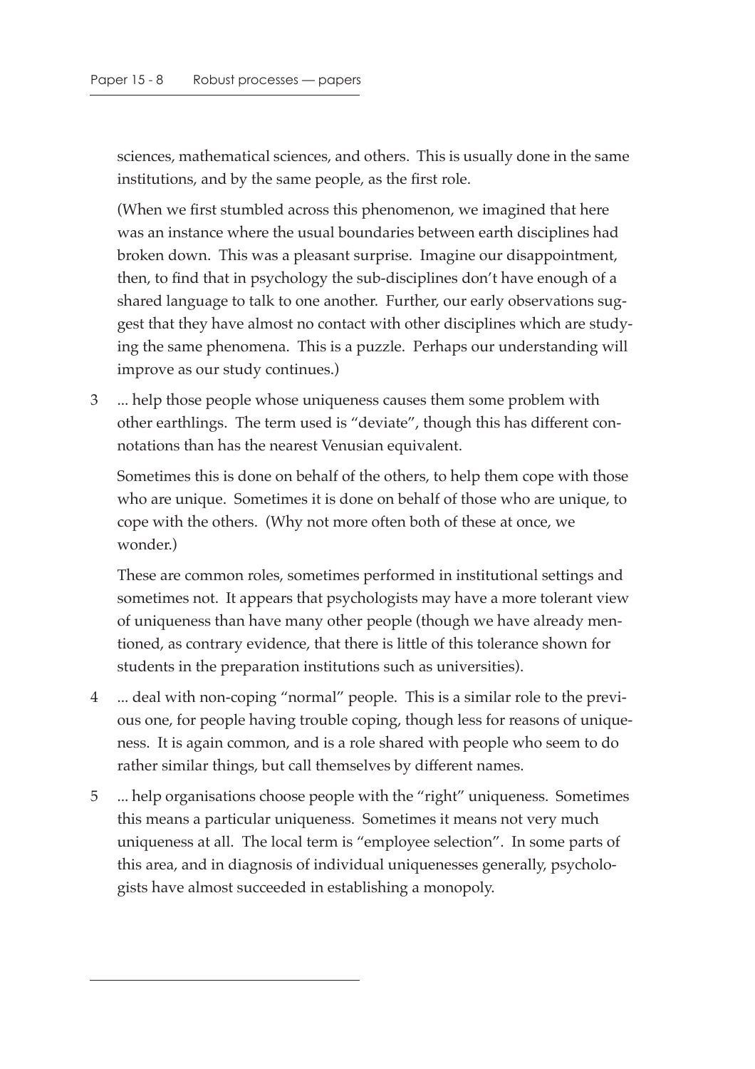sciences, mathematical sciences, and others. This is usually done in the same institutions, and by the same people, as the first role.

(When we first stumbled across this phenomenon, we imagined that here was an instance where the usual boundaries between earth disciplines had broken down. This was a pleasant surprise. Imagine our disappointment, then, to find that in psychology the sub-disciplines don't have enough of a shared language to talk to one another. Further, our early observations suggest that they have almost no contact with other disciplines which are studying the same phenomena. This is a puzzle. Perhaps our understanding will improve as our study continues.)

3 ... help those people whose uniqueness causes them some problem with other earthlings. The term used is "deviate", though this has different connotations than has the nearest Venusian equivalent.

   Sometimes this is done on behalf of the others, to help them cope with those who are unique. Sometimes it is done on behalf of those who are unique, to cope with the others. (Why not more often both of these at once, we wonder.)

   These are common roles, sometimes performed in institutional settings and sometimes not. It appears that psychologists may have a more tolerant view of uniqueness than have many other people (though we have already mentioned, as contrary evidence, that there is little of this tolerance shown for students in the preparation institutions such as universities).

4 ... deal with non-coping "normal" people. This is a similar role to the previous one, for people having trouble coping, though less for reasons of uniqueness. It is again common, and is a role shared with people who seem to do rather similar things, but call themselves by different names.

5 ... help organisations choose people with the "right" uniqueness. Sometimes this means a particular uniqueness. Sometimes it means not very much uniqueness at all. The local term is "employee selection". In some parts of this area, and in diagnosis of individual uniquenesses generally, psychologists have almost succeeded in establishing a monopoly.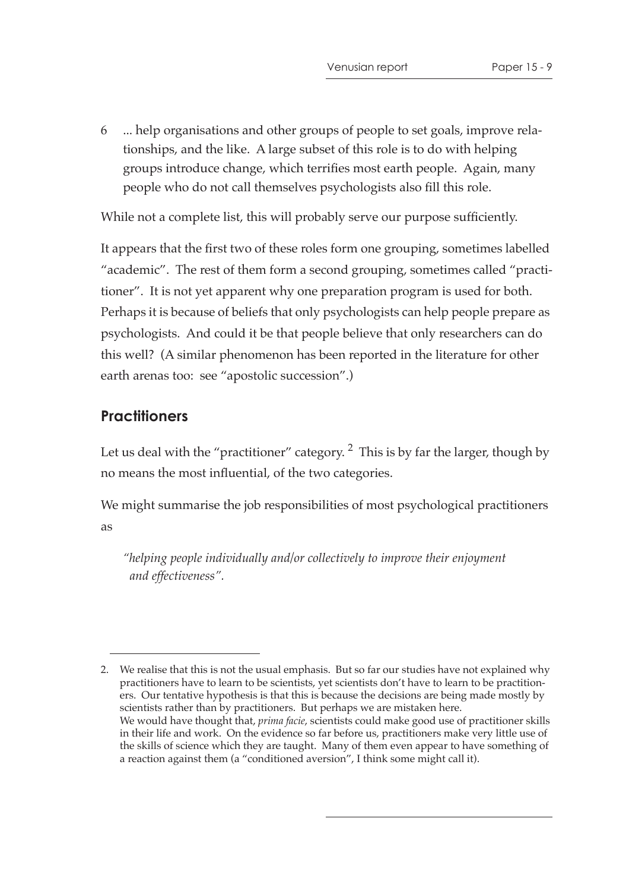6 ... help organisations and other groups of people to set goals, improve relationships, and the like. A large subset of this role is to do with helping groups introduce change, which terrifies most earth people. Again, many people who do not call themselves psychologists also fill this role.

While not a complete list, this will probably serve our purpose sufficiently.

It appears that the first two of these roles form one grouping, sometimes labelled "academic". The rest of them form a second grouping, sometimes called "practitioner". It is not yet apparent why one preparation program is used for both. Perhaps it is because of beliefs that only psychologists can help people prepare as psychologists. And could it be that people believe that only researchers can do this well? (A similar phenomenon has been reported in the literature for other earth arenas too: see "apostolic succession".)

## Practitioners

Let us deal with the "practitioner" category. [2] This is by far the larger, though by no means the most influential, of the two categories.

We might summarise the job responsibilities of most psychological practitioners as

> *"helping people individually and/or collectively to improve their enjoyment and effectiveness".*

---

2. We realise that this is not the usual emphasis. But so far our studies have not explained why practitioners have to learn to be scientists, yet scientists don't have to learn to be practitioners. Our tentative hypothesis is that this is because the decisions are being made mostly by scientists rather than by practitioners. But perhaps we are mistaken here.
We would have thought that, *prima facie*, scientists could make good use of practitioner skills in their life and work. On the evidence so far before us, practitioners make very little use of the skills of science which they are taught. Many of them even appear to have something of a reaction against them (a "conditioned aversion", I think some might call it).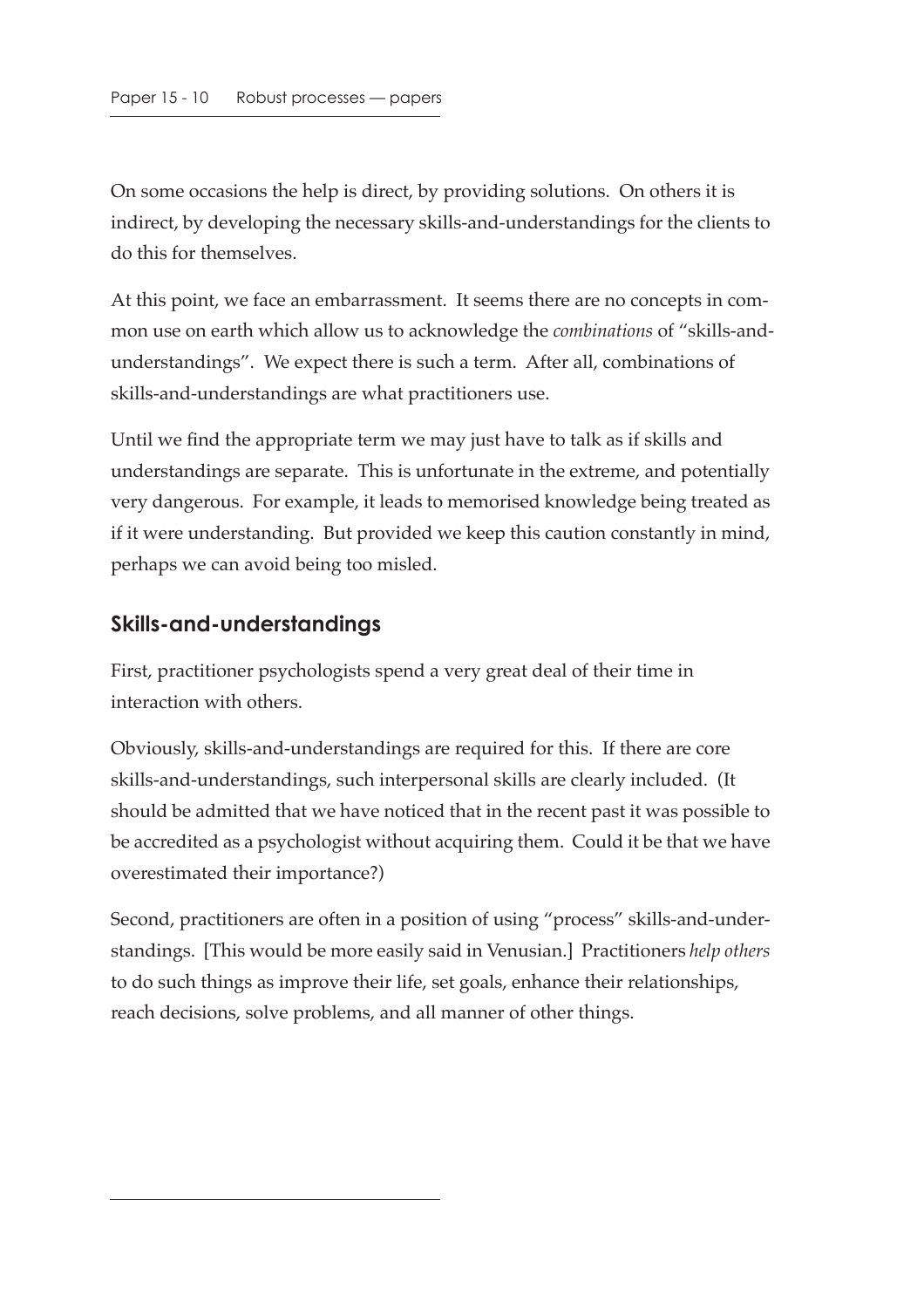On some occasions the help is direct, by providing solutions. On others it is indirect, by developing the necessary skills-and-understandings for the clients to do this for themselves.

At this point, we face an embarrassment. It seems there are no concepts in common use on earth which allow us to acknowledge the *combinations* of "skills-and-understandings". We expect there is such a term. After all, combinations of skills-and-understandings are what practitioners use.

Until we find the appropriate term we may just have to talk as if skills and understandings are separate. This is unfortunate in the extreme, and potentially very dangerous. For example, it leads to memorised knowledge being treated as if it were understanding. But provided we keep this caution constantly in mind, perhaps we can avoid being too misled.

## Skills-and-understandings

First, practitioner psychologists spend a very great deal of their time in interaction with others.

Obviously, skills-and-understandings are required for this. If there are core skills-and-understandings, such interpersonal skills are clearly included. (It should be admitted that we have noticed that in the recent past it was possible to be accredited as a psychologist without acquiring them. Could it be that we have overestimated their importance?)

Second, practitioners are often in a position of using "process" skills-and-understandings. [This would be more easily said in Venusian.] Practitioners *help others* to do such things as improve their life, set goals, enhance their relationships, reach decisions, solve problems, and all manner of other things.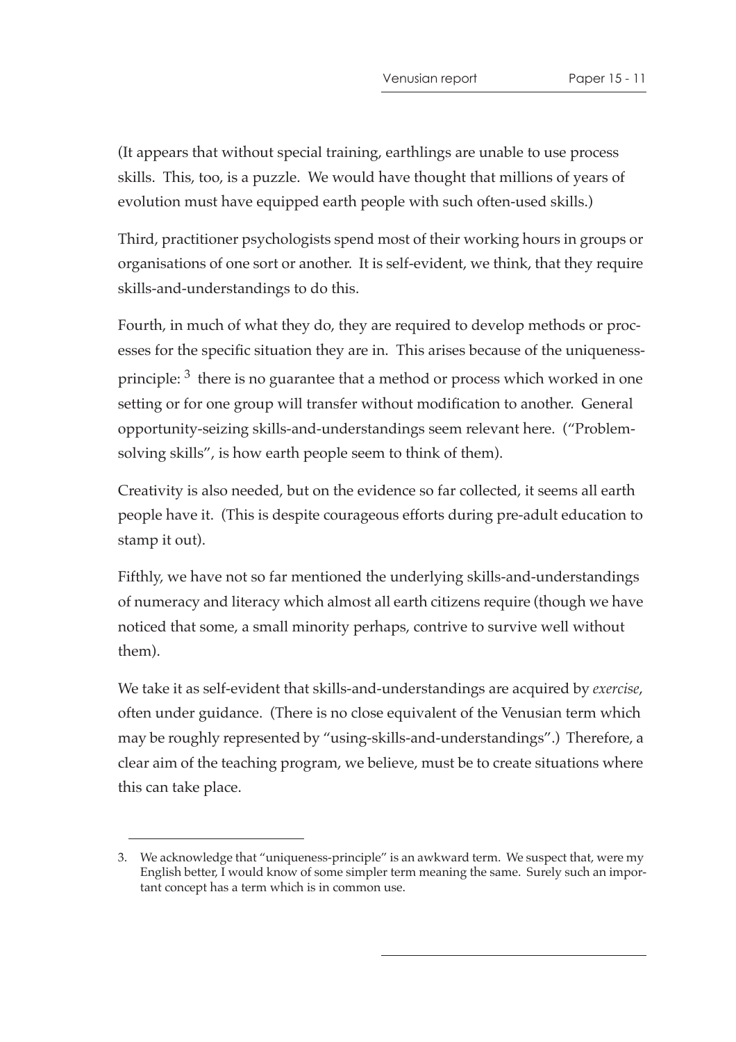(It appears that without special training, earthlings are unable to use process skills. This, too, is a puzzle. We would have thought that millions of years of evolution must have equipped earth people with such often-used skills.)

Third, practitioner psychologists spend most of their working hours in groups or organisations of one sort or another. It is self-evident, we think, that they require skills-and-understandings to do this.

Fourth, in much of what they do, they are required to develop methods or processes for the specific situation they are in. This arises because of the uniqueness-principle: [3] there is no guarantee that a method or process which worked in one setting or for one group will transfer without modification to another. General opportunity-seizing skills-and-understandings seem relevant here. ("Problem-solving skills", is how earth people seem to think of them).

Creativity is also needed, but on the evidence so far collected, it seems all earth people have it. (This is despite courageous efforts during pre-adult education to stamp it out).

Fifthly, we have not so far mentioned the underlying skills-and-understandings of numeracy and literacy which almost all earth citizens require (though we have noticed that some, a small minority perhaps, contrive to survive well without them).

We take it as self-evident that skills-and-understandings are acquired by *exercise*, often under guidance. (There is no close equivalent of the Venusian term which may be roughly represented by "using-skills-and-understandings".) Therefore, a clear aim of the teaching program, we believe, must be to create situations where this can take place.

---

3. We acknowledge that "uniqueness-principle" is an awkward term. We suspect that, were my English better, I would know of some simpler term meaning the same. Surely such an important concept has a term which is in common use.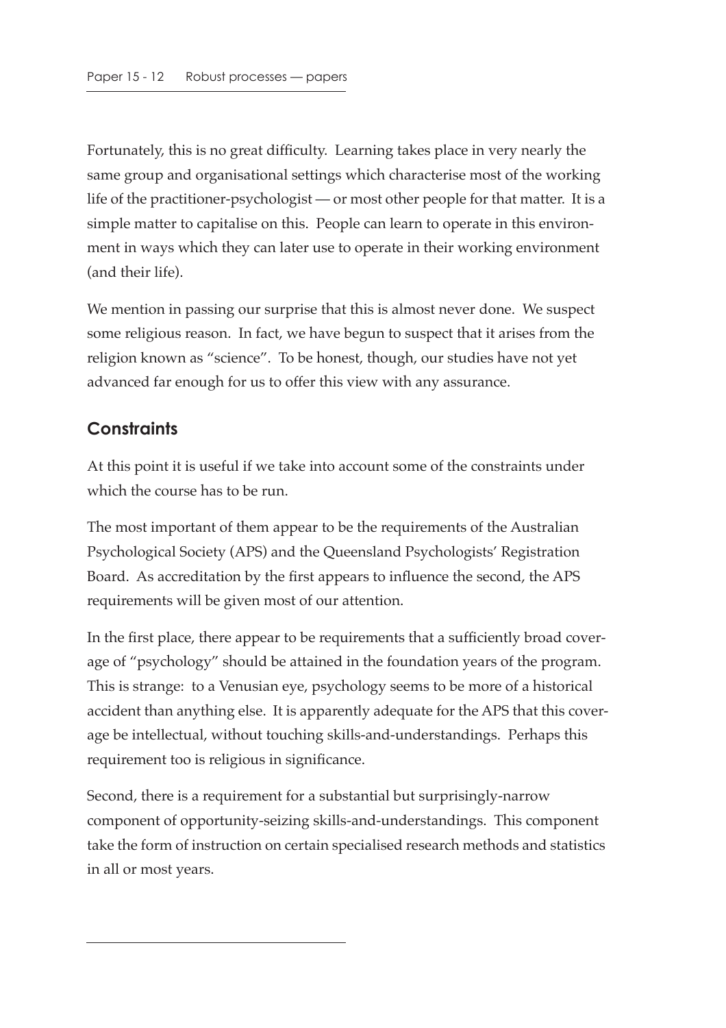Fortunately, this is no great difficulty. Learning takes place in very nearly the same group and organisational settings which characterise most of the working life of the practitioner-psychologist — or most other people for that matter. It is a simple matter to capitalise on this. People can learn to operate in this environment in ways which they can later use to operate in their working environment (and their life).

We mention in passing our surprise that this is almost never done. We suspect some religious reason. In fact, we have begun to suspect that it arises from the religion known as "science". To be honest, though, our studies have not yet advanced far enough for us to offer this view with any assurance.

## Constraints

At this point it is useful if we take into account some of the constraints under which the course has to be run.

The most important of them appear to be the requirements of the Australian Psychological Society (APS) and the Queensland Psychologists' Registration Board. As accreditation by the first appears to influence the second, the APS requirements will be given most of our attention.

In the first place, there appear to be requirements that a sufficiently broad coverage of "psychology" should be attained in the foundation years of the program. This is strange: to a Venusian eye, psychology seems to be more of a historical accident than anything else. It is apparently adequate for the APS that this coverage be intellectual, without touching skills-and-understandings. Perhaps this requirement too is religious in significance.

Second, there is a requirement for a substantial but surprisingly-narrow component of opportunity-seizing skills-and-understandings. This component take the form of instruction on certain specialised research methods and statistics in all or most years.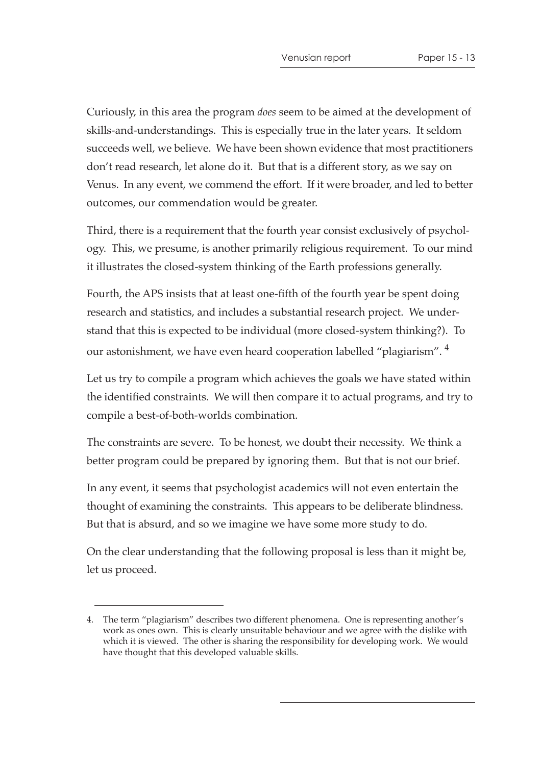Curiously, in this area the program *does* seem to be aimed at the development of skills-and-understandings. This is especially true in the later years. It seldom succeeds well, we believe. We have been shown evidence that most practitioners don't read research, let alone do it. But that is a different story, as we say on Venus. In any event, we commend the effort. If it were broader, and led to better outcomes, our commendation would be greater.

Third, there is a requirement that the fourth year consist exclusively of psychology. This, we presume, is another primarily religious requirement. To our mind it illustrates the closed-system thinking of the Earth professions generally.

Fourth, the APS insists that at least one-fifth of the fourth year be spent doing research and statistics, and includes a substantial research project. We understand that this is expected to be individual (more closed-system thinking?). To our astonishment, we have even heard cooperation labelled "plagiarism". [4]

Let us try to compile a program which achieves the goals we have stated within the identified constraints. We will then compare it to actual programs, and try to compile a best-of-both-worlds combination.

The constraints are severe. To be honest, we doubt their necessity. We think a better program could be prepared by ignoring them. But that is not our brief.

In any event, it seems that psychologist academics will not even entertain the thought of examining the constraints. This appears to be deliberate blindness. But that is absurd, and so we imagine we have some more study to do.

On the clear understanding that the following proposal is less than it might be, let us proceed.

---

4. The term "plagiarism" describes two different phenomena. One is representing another's work as ones own. This is clearly unsuitable behaviour and we agree with the dislike with which it is viewed. The other is sharing the responsibility for developing work. We would have thought that this developed valuable skills.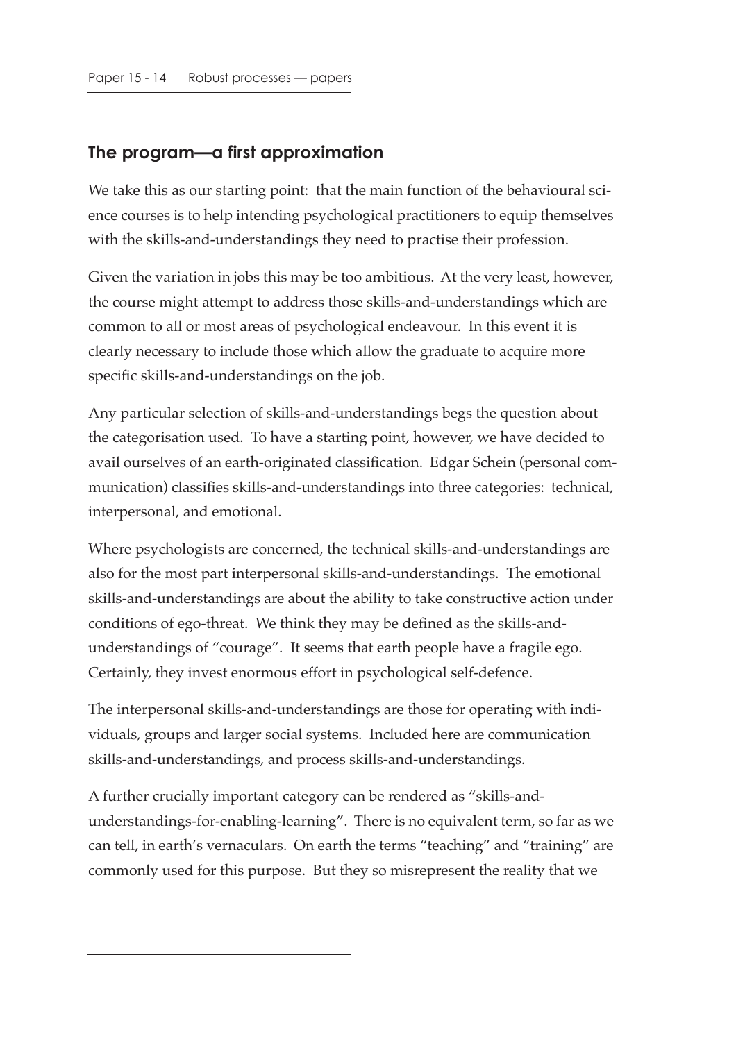## The program—a first approximation

We take this as our starting point: that the main function of the behavioural science courses is to help intending psychological practitioners to equip themselves with the skills-and-understandings they need to practise their profession.

Given the variation in jobs this may be too ambitious. At the very least, however, the course might attempt to address those skills-and-understandings which are common to all or most areas of psychological endeavour. In this event it is clearly necessary to include those which allow the graduate to acquire more specific skills-and-understandings on the job.

Any particular selection of skills-and-understandings begs the question about the categorisation used. To have a starting point, however, we have decided to avail ourselves of an earth-originated classification. Edgar Schein (personal communication) classifies skills-and-understandings into three categories: technical, interpersonal, and emotional.

Where psychologists are concerned, the technical skills-and-understandings are also for the most part interpersonal skills-and-understandings. The emotional skills-and-understandings are about the ability to take constructive action under conditions of ego-threat. We think they may be defined as the skills-and-understandings of "courage". It seems that earth people have a fragile ego. Certainly, they invest enormous effort in psychological self-defence.

The interpersonal skills-and-understandings are those for operating with individuals, groups and larger social systems. Included here are communication skills-and-understandings, and process skills-and-understandings.

A further crucially important category can be rendered as "skills-and-understandings-for-enabling-learning". There is no equivalent term, so far as we can tell, in earth's vernaculars. On earth the terms "teaching" and "training" are commonly used for this purpose. But they so misrepresent the reality that we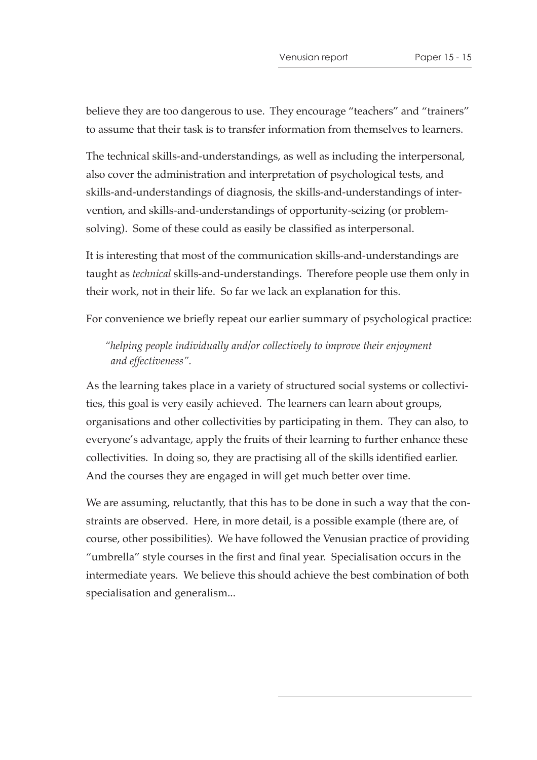believe they are too dangerous to use. They encourage "teachers" and "trainers" to assume that their task is to transfer information from themselves to learners.

The technical skills-and-understandings, as well as including the interpersonal, also cover the administration and interpretation of psychological tests, and skills-and-understandings of diagnosis, the skills-and-understandings of intervention, and skills-and-understandings of opportunity-seizing (or problem-solving). Some of these could as easily be classified as interpersonal.

It is interesting that most of the communication skills-and-understandings are taught as *technical* skills-and-understandings. Therefore people use them only in their work, not in their life. So far we lack an explanation for this.

For convenience we briefly repeat our earlier summary of psychological practice:

> *"helping people individually and/or collectively to improve their enjoyment and effectiveness".*

As the learning takes place in a variety of structured social systems or collectivities, this goal is very easily achieved. The learners can learn about groups, organisations and other collectivities by participating in them. They can also, to everyone's advantage, apply the fruits of their learning to further enhance these collectivities. In doing so, they are practising all of the skills identified earlier. And the courses they are engaged in will get much better over time.

We are assuming, reluctantly, that this has to be done in such a way that the constraints are observed. Here, in more detail, is a possible example (there are, of course, other possibilities). We have followed the Venusian practice of providing "umbrella" style courses in the first and final year. Specialisation occurs in the intermediate years. We believe this should achieve the best combination of both specialisation and generalism...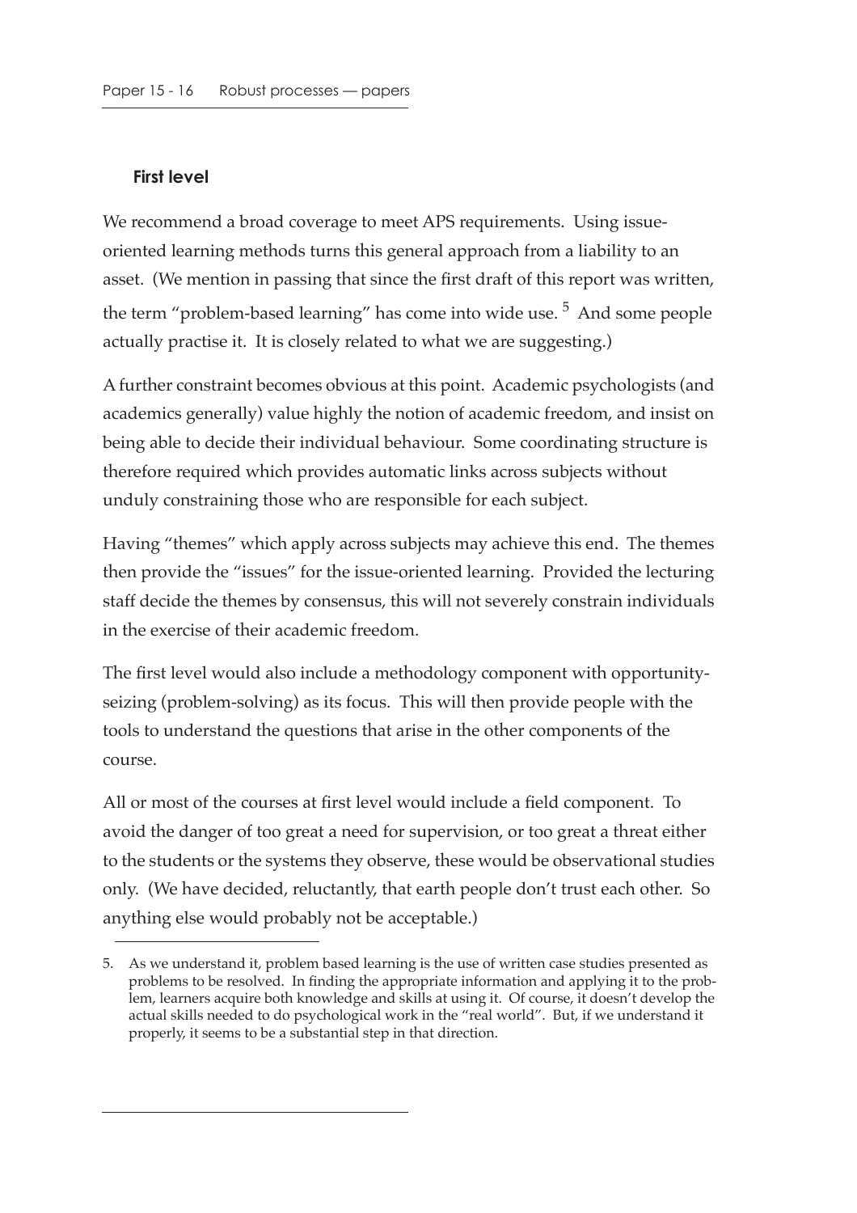### First level

We recommend a broad coverage to meet APS requirements. Using issue-oriented learning methods turns this general approach from a liability to an asset. (We mention in passing that since the first draft of this report was written, the term "problem-based learning" has come into wide use. [5] And some people actually practise it. It is closely related to what we are suggesting.)

A further constraint becomes obvious at this point. Academic psychologists (and academics generally) value highly the notion of academic freedom, and insist on being able to decide their individual behaviour. Some coordinating structure is therefore required which provides automatic links across subjects without unduly constraining those who are responsible for each subject.

Having "themes" which apply across subjects may achieve this end. The themes then provide the "issues" for the issue-oriented learning. Provided the lecturing staff decide the themes by consensus, this will not severely constrain individuals in the exercise of their academic freedom.

The first level would also include a methodology component with opportunity-seizing (problem-solving) as its focus. This will then provide people with the tools to understand the questions that arise in the other components of the course.

All or most of the courses at first level would include a field component. To avoid the danger of too great a need for supervision, or too great a threat either to the students or the systems they observe, these would be observational studies only. (We have decided, reluctantly, that earth people don't trust each other. So anything else would probably not be acceptable.)

---

5. As we understand it, problem based learning is the use of written case studies presented as problems to be resolved. In finding the appropriate information and applying it to the problem, learners acquire both knowledge and skills at using it. Of course, it doesn't develop the actual skills needed to do psychological work in the "real world". But, if we understand it properly, it seems to be a substantial step in that direction.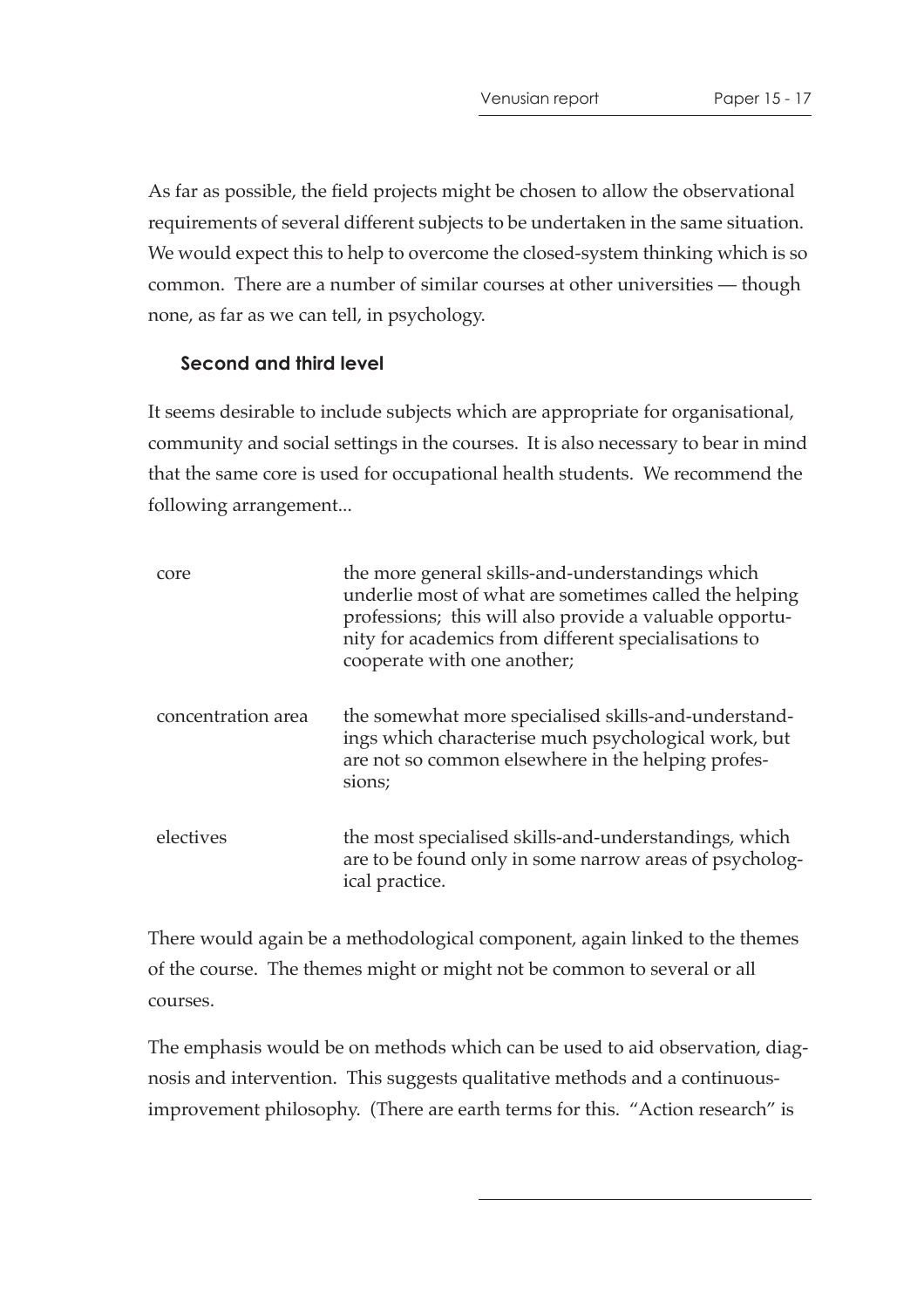As far as possible, the field projects might be chosen to allow the observational requirements of several different subjects to be undertaken in the same situation. We would expect this to help to overcome the closed-system thinking which is so common. There are a number of similar courses at other universities — though none, as far as we can tell, in psychology.

### Second and third level

It seems desirable to include subjects which are appropriate for organisational, community and social settings in the courses. It is also necessary to bear in mind that the same core is used for occupational health students. We recommend the following arrangement...

| | |
|---|---|
| core | the more general skills-and-understandings which underlie most of what are sometimes called the helping professions; this will also provide a valuable opportunity for academics from different specialisations to cooperate with one another; |
| concentration area | the somewhat more specialised skills-and-understandings which characterise much psychological work, but are not so common elsewhere in the helping professions; |
| electives | the most specialised skills-and-understandings, which are to be found only in some narrow areas of psychological practice. |

There would again be a methodological component, again linked to the themes of the course. The themes might or might not be common to several or all courses.

The emphasis would be on methods which can be used to aid observation, diagnosis and intervention. This suggests qualitative methods and a continuous-improvement philosophy. (There are earth terms for this. "Action research" is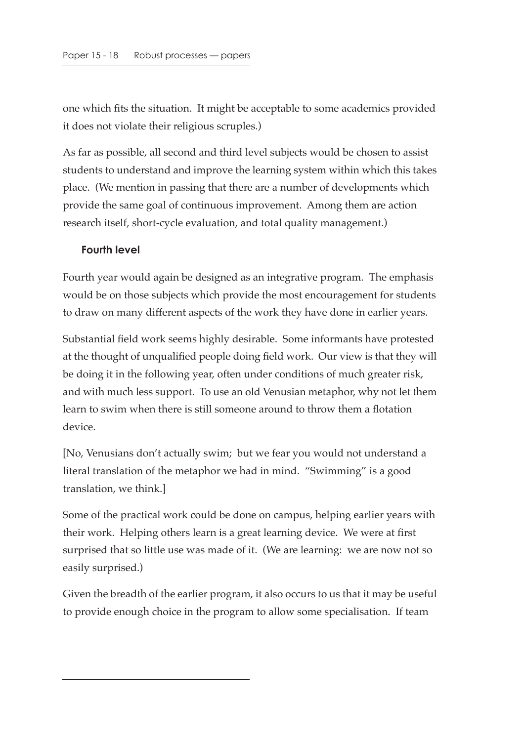one which fits the situation. It might be acceptable to some academics provided it does not violate their religious scruples.)

As far as possible, all second and third level subjects would be chosen to assist students to understand and improve the learning system within which this takes place. (We mention in passing that there are a number of developments which provide the same goal of continuous improvement. Among them are action research itself, short-cycle evaluation, and total quality management.)

### Fourth level

Fourth year would again be designed as an integrative program. The emphasis would be on those subjects which provide the most encouragement for students to draw on many different aspects of the work they have done in earlier years.

Substantial field work seems highly desirable. Some informants have protested at the thought of unqualified people doing field work. Our view is that they will be doing it in the following year, often under conditions of much greater risk, and with much less support. To use an old Venusian metaphor, why not let them learn to swim when there is still someone around to throw them a flotation device.

[No, Venusians don't actually swim; but we fear you would not understand a literal translation of the metaphor we had in mind. "Swimming" is a good translation, we think.]

Some of the practical work could be done on campus, helping earlier years with their work. Helping others learn is a great learning device. We were at first surprised that so little use was made of it. (We are learning: we are now not so easily surprised.)

Given the breadth of the earlier program, it also occurs to us that it may be useful to provide enough choice in the program to allow some specialisation. If team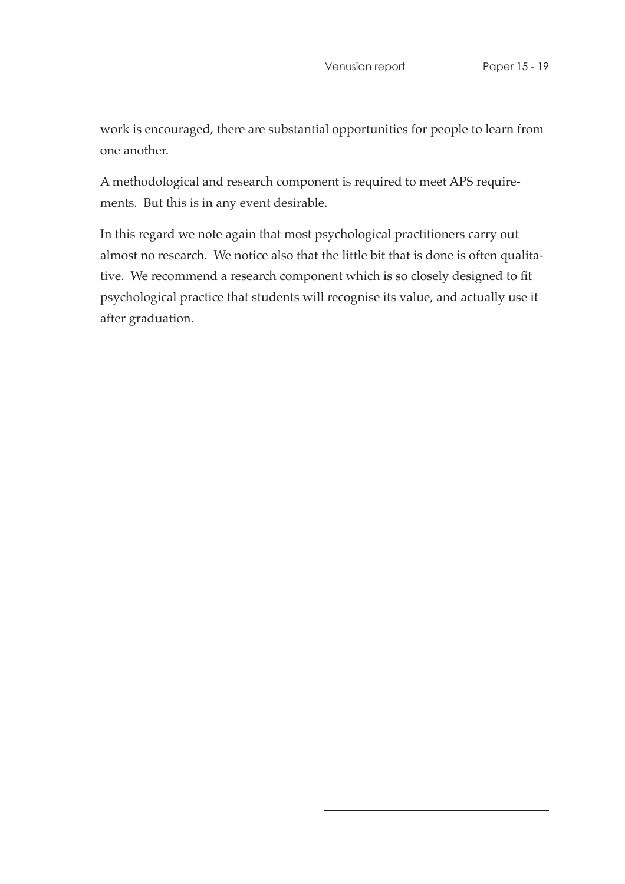work is encouraged, there are substantial opportunities for people to learn from one another.

A methodological and research component is required to meet APS requirements. But this is in any event desirable.

In this regard we note again that most psychological practitioners carry out almost no research. We notice also that the little bit that is done is often qualitative. We recommend a research component which is so closely designed to fit psychological practice that students will recognise its value, and actually use it after graduation.